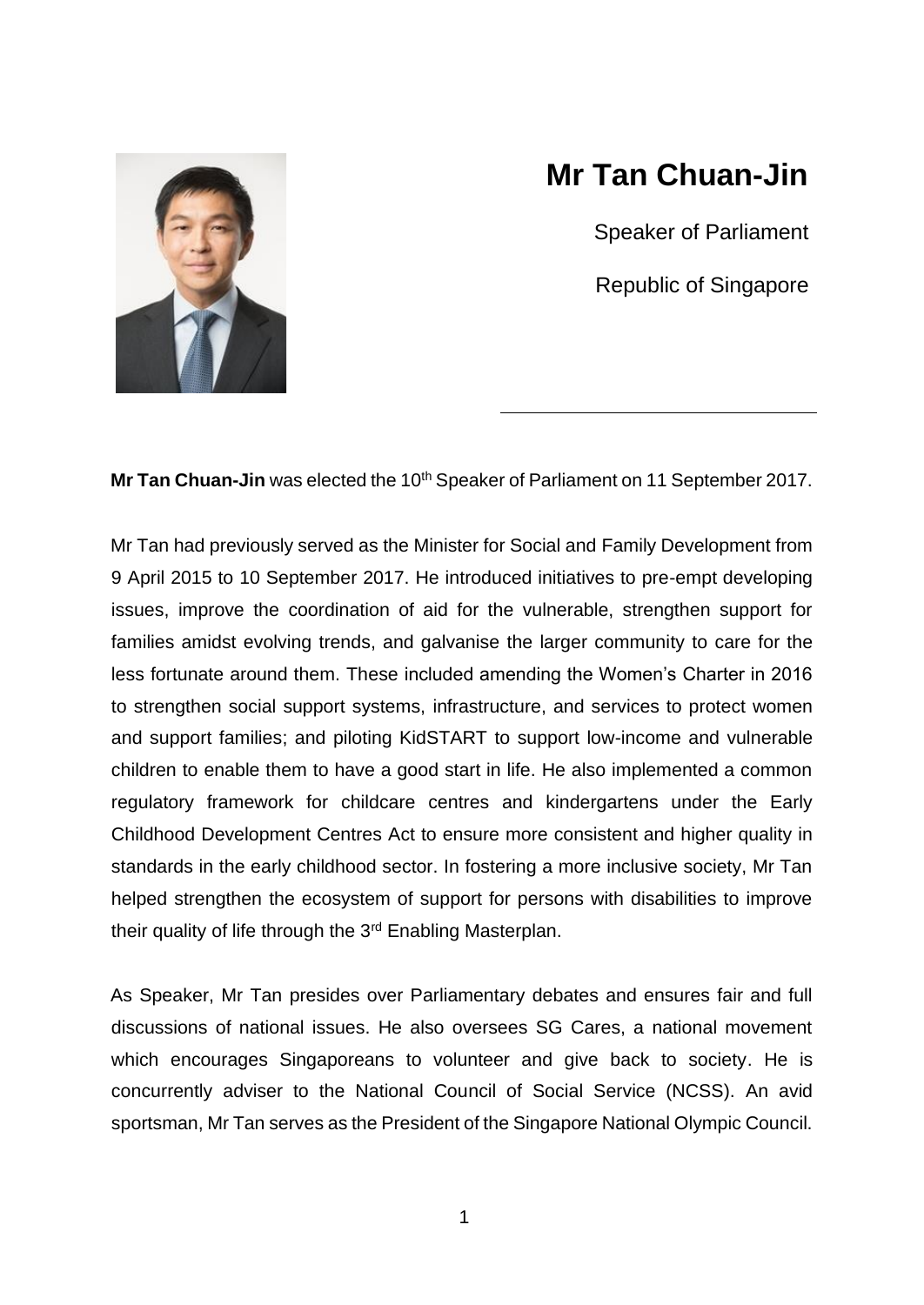# Mr Tan Chuan-Jin

Speaker of Parliament

Republic of Singapore

---

**Mr Tan Chuan-Jin** was elected the 10th Speaker of Parliament on 11 September 2017.

Mr Tan had previously served as the Minister for Social and Family Development from 9 April 2015 to 10 September 2017. He introduced initiatives to pre-empt developing issues, improve the coordination of aid for the vulnerable, strengthen support for families amidst evolving trends, and galvanise the larger community to care for the less fortunate around them. These included amending the Women's Charter in 2016 to strengthen social support systems, infrastructure, and services to protect women and support families; and piloting KidSTART to support low-income and vulnerable children to enable them to have a good start in life. He also implemented a common regulatory framework for childcare centres and kindergartens under the Early Childhood Development Centres Act to ensure more consistent and higher quality in standards in the early childhood sector. In fostering a more inclusive society, Mr Tan helped strengthen the ecosystem of support for persons with disabilities to improve their quality of life through the 3rd Enabling Masterplan.

As Speaker, Mr Tan presides over Parliamentary debates and ensures fair and full discussions of national issues. He also oversees SG Cares, a national movement which encourages Singaporeans to volunteer and give back to society. He is concurrently adviser to the National Council of Social Service (NCSS). An avid sportsman, Mr Tan serves as the President of the Singapore National Olympic Council.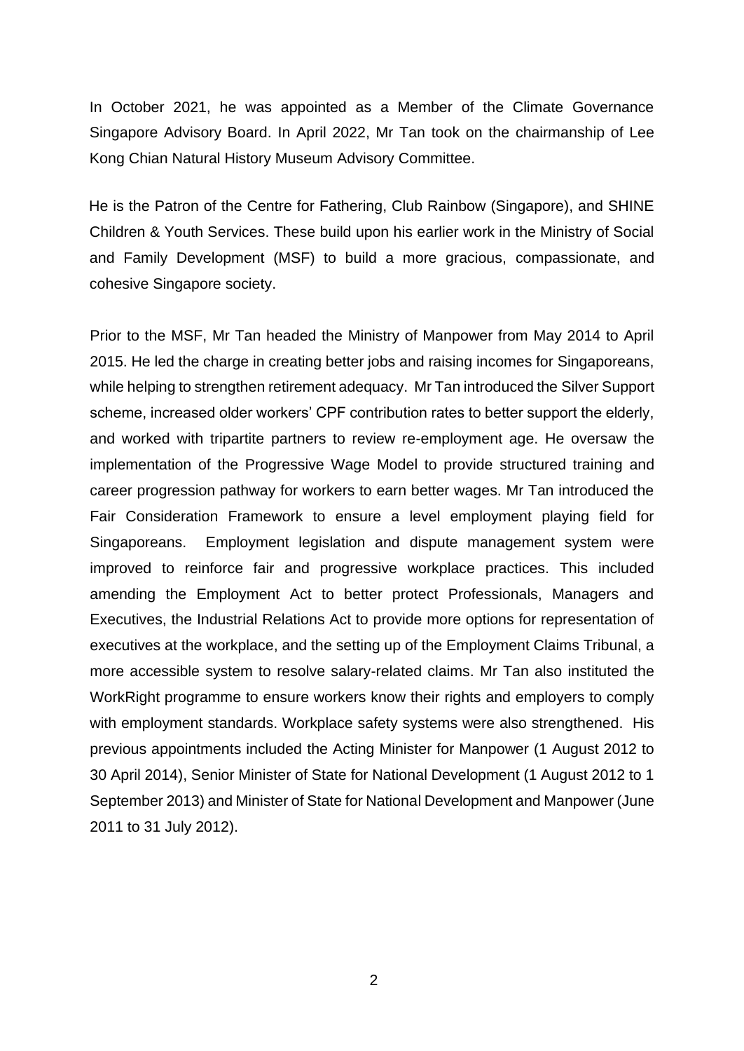In October 2021, he was appointed as a Member of the Climate Governance Singapore Advisory Board. In April 2022, Mr Tan took on the chairmanship of Lee Kong Chian Natural History Museum Advisory Committee.

He is the Patron of the Centre for Fathering, Club Rainbow (Singapore), and SHINE Children & Youth Services. These build upon his earlier work in the Ministry of Social and Family Development (MSF) to build a more gracious, compassionate, and cohesive Singapore society.

Prior to the MSF, Mr Tan headed the Ministry of Manpower from May 2014 to April 2015. He led the charge in creating better jobs and raising incomes for Singaporeans, while helping to strengthen retirement adequacy. Mr Tan introduced the Silver Support scheme, increased older workers' CPF contribution rates to better support the elderly, and worked with tripartite partners to review re-employment age. He oversaw the implementation of the Progressive Wage Model to provide structured training and career progression pathway for workers to earn better wages. Mr Tan introduced the Fair Consideration Framework to ensure a level employment playing field for Singaporeans. Employment legislation and dispute management system were improved to reinforce fair and progressive workplace practices. This included amending the Employment Act to better protect Professionals, Managers and Executives, the Industrial Relations Act to provide more options for representation of executives at the workplace, and the setting up of the Employment Claims Tribunal, a more accessible system to resolve salary-related claims. Mr Tan also instituted the WorkRight programme to ensure workers know their rights and employers to comply with employment standards. Workplace safety systems were also strengthened. His previous appointments included the Acting Minister for Manpower (1 August 2012 to 30 April 2014), Senior Minister of State for National Development (1 August 2012 to 1 September 2013) and Minister of State for National Development and Manpower (June 2011 to 31 July 2012).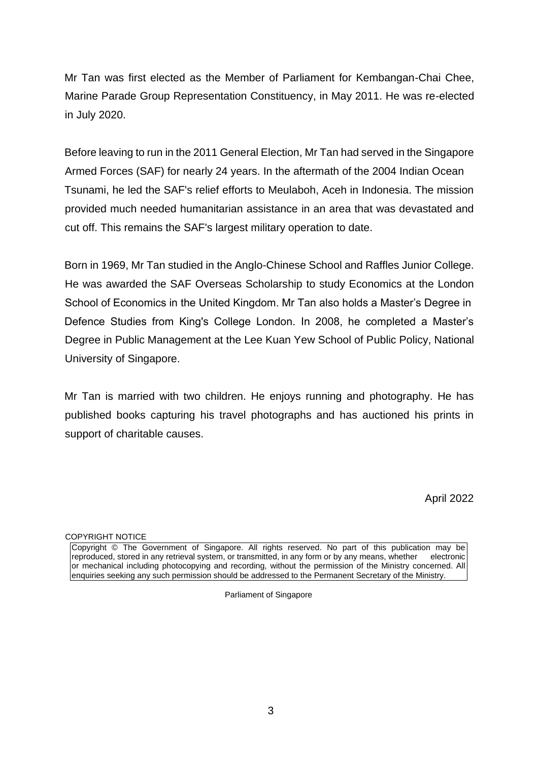Mr Tan was first elected as the Member of Parliament for Kembangan-Chai Chee, Marine Parade Group Representation Constituency, in May 2011. He was re-elected in July 2020.

Before leaving to run in the 2011 General Election, Mr Tan had served in the Singapore Armed Forces (SAF) for nearly 24 years. In the aftermath of the 2004 Indian Ocean Tsunami, he led the SAF's relief efforts to Meulaboh, Aceh in Indonesia. The mission provided much needed humanitarian assistance in an area that was devastated and cut off. This remains the SAF's largest military operation to date.

Born in 1969, Mr Tan studied in the Anglo-Chinese School and Raffles Junior College. He was awarded the SAF Overseas Scholarship to study Economics at the London School of Economics in the United Kingdom. Mr Tan also holds a Master's Degree in Defence Studies from King's College London. In 2008, he completed a Master's Degree in Public Management at the Lee Kuan Yew School of Public Policy, National University of Singapore.

Mr Tan is married with two children. He enjoys running and photography. He has published books capturing his travel photographs and has auctioned his prints in support of charitable causes.

April 2022

COPYRIGHT NOTICE

Copyright © The Government of Singapore. All rights reserved. No part of this publication may be reproduced, stored in any retrieval system, or transmitted, in any form or by any means, whether electronic or mechanical including photocopying and recording, without the permission of the Ministry concerned. All enquiries seeking any such permission should be addressed to the Permanent Secretary of the Ministry.

Parliament of Singapore